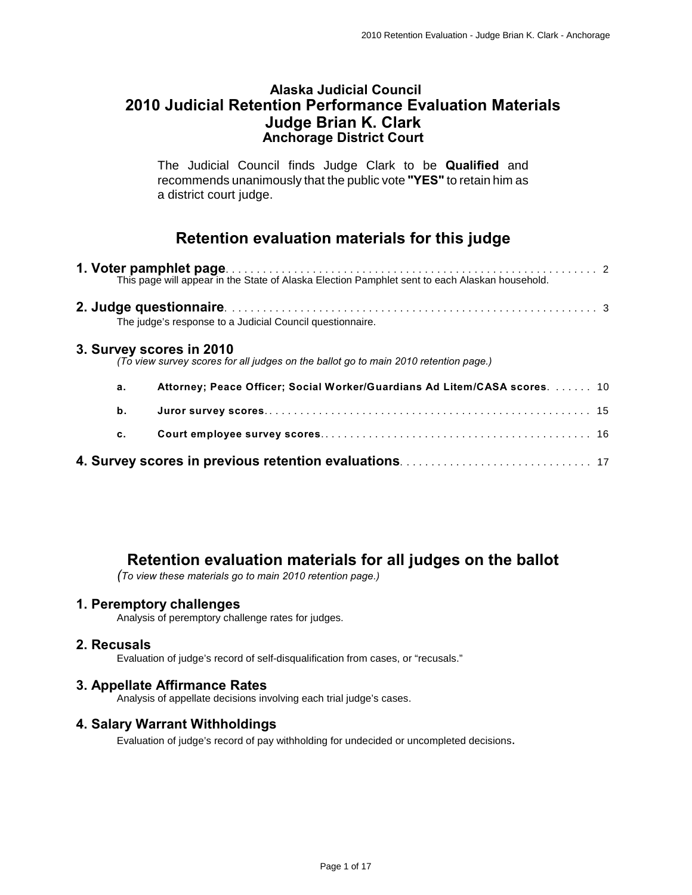# Alaska Judicial Council
# 2010 Judicial Retention Performance Evaluation Materials
# Judge Brian K. Clark
### Anchorage District Court

The Judicial Council finds Judge Clark to be **Qualified** and recommends unanimously that the public vote **"YES"** to retain him as a district court judge.

## Retention evaluation materials for this judge

**1. Voter pamphlet page** . . . . . . . . . . 2
This page will appear in the State of Alaska Election Pamphlet sent to each Alaskan household.

**2. Judge questionnaire** . . . . . . . . . . 3
The judge's response to a Judicial Council questionnaire.

**3. Survey scores in 2010**
*(To view survey scores for all judges on the ballot go to main 2010 retention page.)*

- **a. Attorney; Peace Officer; Social Worker/Guardians Ad Litem/CASA scores** . . . . . . 10
- **b. Juror survey scores** . . . . . . . . . . 15
- **c. Court employee survey scores** . . . . . . . . . . 16

**4. Survey scores in previous retention evaluations** . . . . . . . . . . 17

## Retention evaluation materials for all judges on the ballot
*(To view these materials go to main 2010 retention page.)*

### 1. Peremptory challenges
Analysis of peremptory challenge rates for judges.

### 2. Recusals
Evaluation of judge's record of self-disqualification from cases, or "recusals."

### 3. Appellate Affirmance Rates
Analysis of appellate decisions involving each trial judge's cases.

### 4. Salary Warrant Withholdings
Evaluation of judge's record of pay withholding for undecided or uncompleted decisions.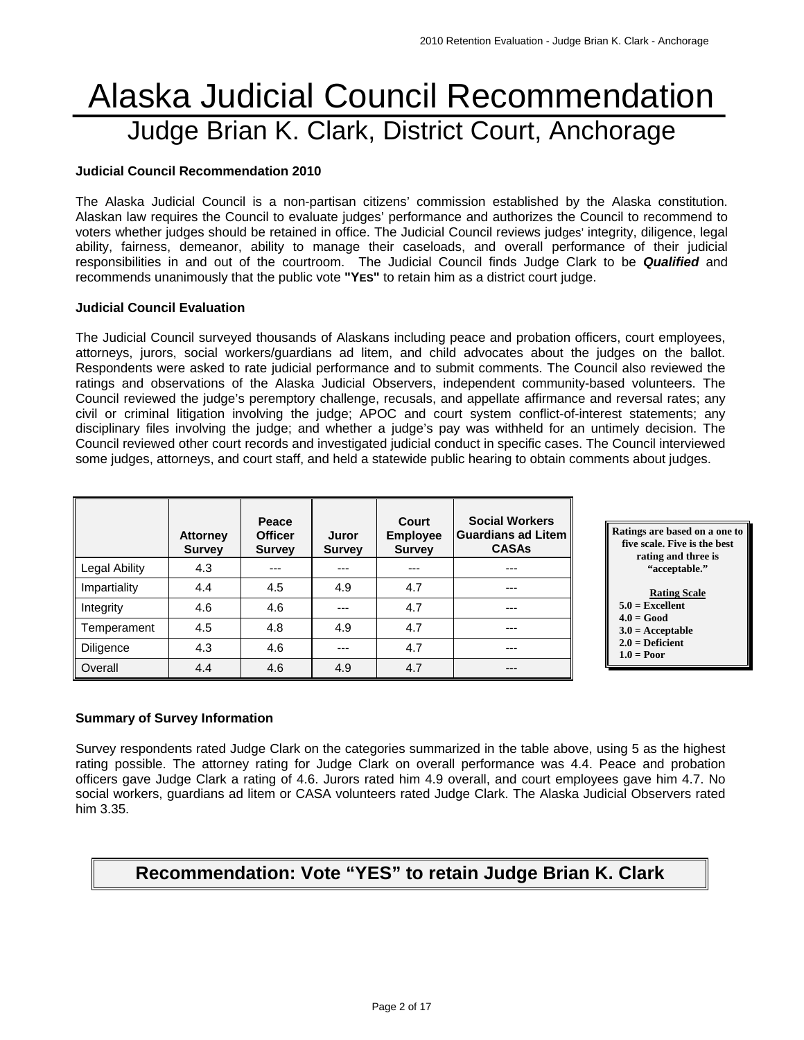# Alaska Judicial Council Recommendation

## Judge Brian K. Clark, District Court, Anchorage

**Judicial Council Recommendation 2010**

The Alaska Judicial Council is a non-partisan citizens' commission established by the Alaska constitution. Alaskan law requires the Council to evaluate judges' performance and authorizes the Council to recommend to voters whether judges should be retained in office. The Judicial Council reviews judges' integrity, diligence, legal ability, fairness, demeanor, ability to manage their caseloads, and overall performance of their judicial responsibilities in and out of the courtroom. The Judicial Council finds Judge Clark to be ***Qualified*** and recommends unanimously that the public vote **"YES"** to retain him as a district court judge.

**Judicial Council Evaluation**

The Judicial Council surveyed thousands of Alaskans including peace and probation officers, court employees, attorneys, jurors, social workers/guardians ad litem, and child advocates about the judges on the ballot. Respondents were asked to rate judicial performance and to submit comments. The Council also reviewed the ratings and observations of the Alaska Judicial Observers, independent community-based volunteers. The Council reviewed the judge's peremptory challenge, recusals, and appellate affirmance and reversal rates; any civil or criminal litigation involving the judge; APOC and court system conflict-of-interest statements; any disciplinary files involving the judge; and whether a judge's pay was withheld for an untimely decision. The Council reviewed other court records and investigated judicial conduct in specific cases. The Council interviewed some judges, attorneys, and court staff, and held a statewide public hearing to obtain comments about judges.

| | Attorney Survey | Peace Officer Survey | Juror Survey | Court Employee Survey | Social Workers Guardians ad Litem CASAs |
|---|---|---|---|---|---|
| Legal Ability | 4.3 | --- | --- | --- | --- |
| Impartiality | 4.4 | 4.5 | 4.9 | 4.7 | --- |
| Integrity | 4.6 | 4.6 | --- | 4.7 | --- |
| Temperament | 4.5 | 4.8 | 4.9 | 4.7 | --- |
| Diligence | 4.3 | 4.6 | --- | 4.7 | --- |
| Overall | 4.4 | 4.6 | 4.9 | 4.7 | --- |

**Ratings are based on a one to five scale. Five is the best rating and three is "acceptable."**

**Rating Scale**
**5.0 = Excellent**
**4.0 = Good**
**3.0 = Acceptable**
**2.0 = Deficient**
**1.0 = Poor**

**Summary of Survey Information**

Survey respondents rated Judge Clark on the categories summarized in the table above, using 5 as the highest rating possible. The attorney rating for Judge Clark on overall performance was 4.4. Peace and probation officers gave Judge Clark a rating of 4.6. Jurors rated him 4.9 overall, and court employees gave him 4.7. No social workers, guardians ad litem or CASA volunteers rated Judge Clark. The Alaska Judicial Observers rated him 3.35.

**Recommendation: Vote "YES" to retain Judge Brian K. Clark**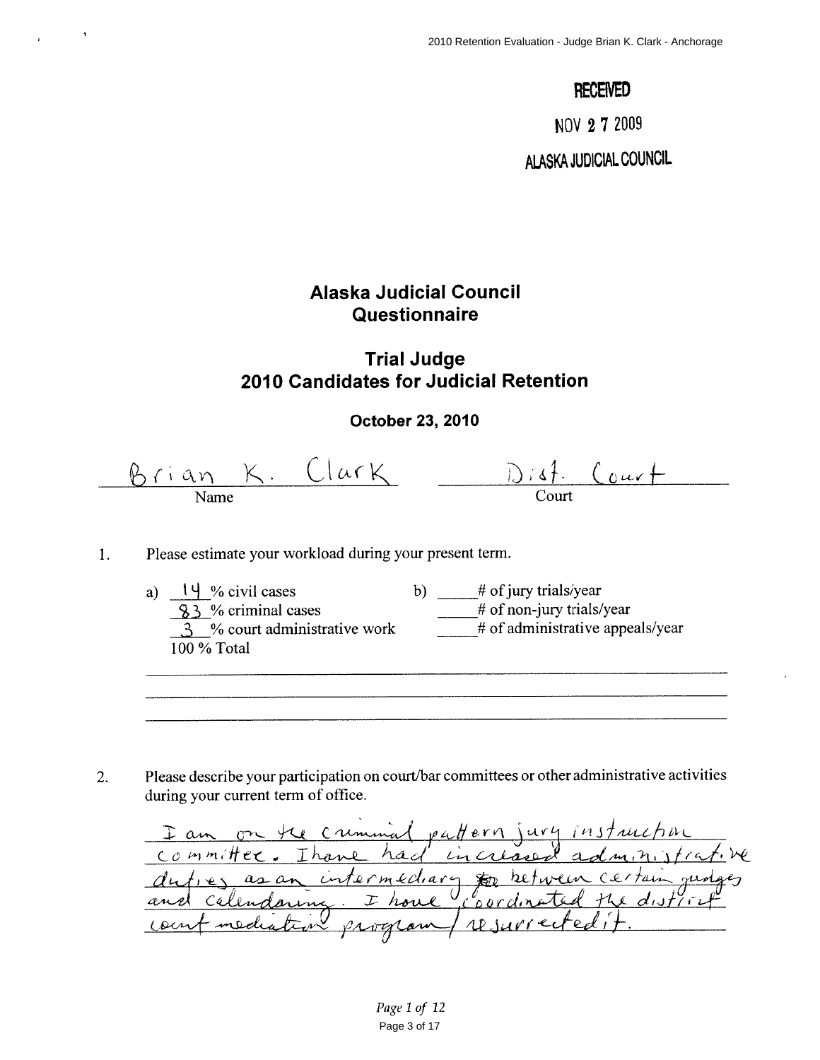RECEIVED

NOV 2 7 2009

ALASKA JUDICIAL COUNCIL

# Alaska Judicial Council Questionnaire

## Trial Judge
## 2010 Candidates for Judicial Retention

**October 23, 2010**

Brian K. Clark — Name

Dist. Court — Court

1. Please estimate your workload during your present term.

   a) 14 % civil cases
   83 % criminal cases
   3 % court administrative work
   100 % Total

   b) _____# of jury trials/year
   _____# of non-jury trials/year
   _____# of administrative appeals/year

2. Please describe your participation on court/bar committees or other administrative activities during your current term of office.

   I am on the criminal pattern jury instruction committee. I have had increased administrative duties as an intermediary ~~for~~ between certain judges and calendaring. I have coordinated the district court mediation program / resurrected it.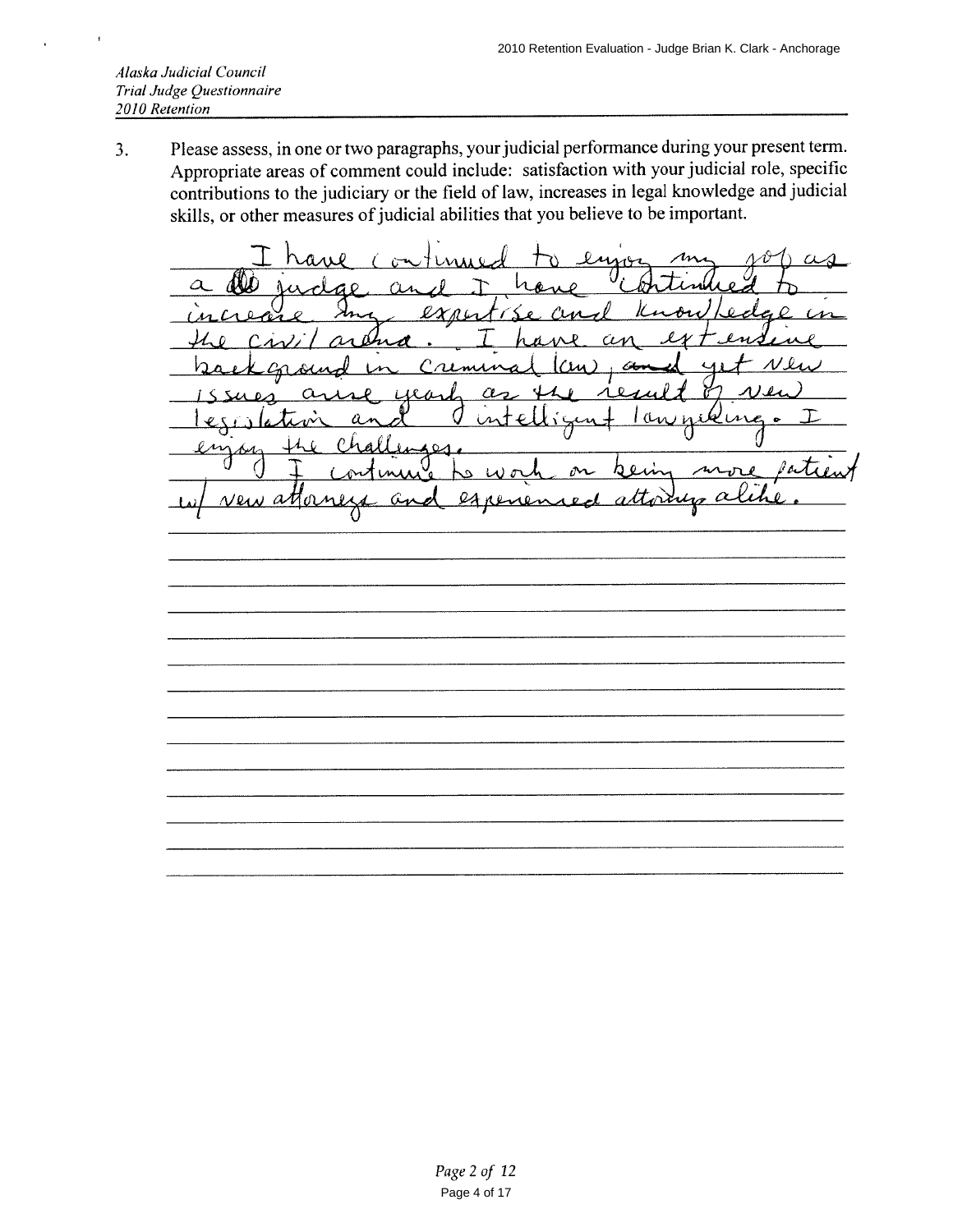*Alaska Judicial Council*
*Trial Judge Questionnaire*
*2010 Retention*

3. Please assess, in one or two paragraphs, your judicial performance during your present term. Appropriate areas of comment could include: satisfaction with your judicial role, specific contributions to the judiciary or the field of law, increases in legal knowledge and judicial skills, or other measures of judicial abilities that you believe to be important.

I have continued to enjoy my job as a judge and I have continued to increase my expertise and knowledge in the civil arena. I have an extensive background in criminal law, and yet new issues arise yearly as the result of new legislation and intelligent lawyering. I enjoy the challenges.

I continue to work on being more patient w/ new attorneys and experienced attorneys alike.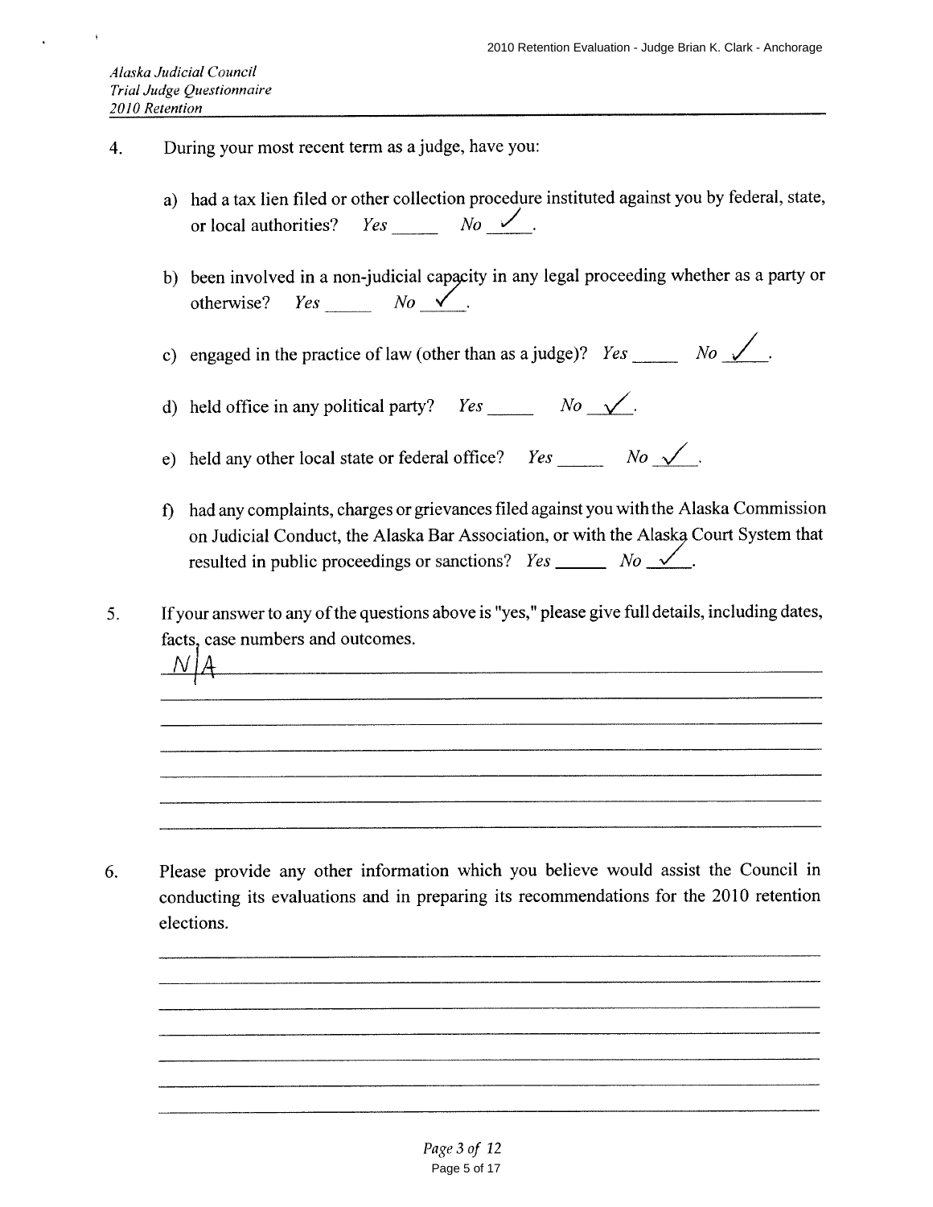*Alaska Judicial Council*
*Trial Judge Questionnaire*
*2010 Retention*

4. During your most recent term as a judge, have you:

   a) had a tax lien filed or other collection procedure instituted against you by federal, state, or local authorities? *Yes* _____ *No* ✓.

   b) been involved in a non-judicial capacity in any legal proceeding whether as a party or otherwise? *Yes* _____ *No* ✓.

   c) engaged in the practice of law (other than as a judge)? *Yes* _____ *No* ✓.

   d) held office in any political party? *Yes* _____ *No* ✓.

   e) held any other local state or federal office? *Yes* _____ *No* ✓.

   f) had any complaints, charges or grievances filed against you with the Alaska Commission on Judicial Conduct, the Alaska Bar Association, or with the Alaska Court System that resulted in public proceedings or sanctions? *Yes* _____ *No* ✓.

5. If your answer to any of the questions above is "yes," please give full details, including dates, facts, case numbers and outcomes.

   N/A

6. Please provide any other information which you believe would assist the Council in conducting its evaluations and in preparing its recommendations for the 2010 retention elections.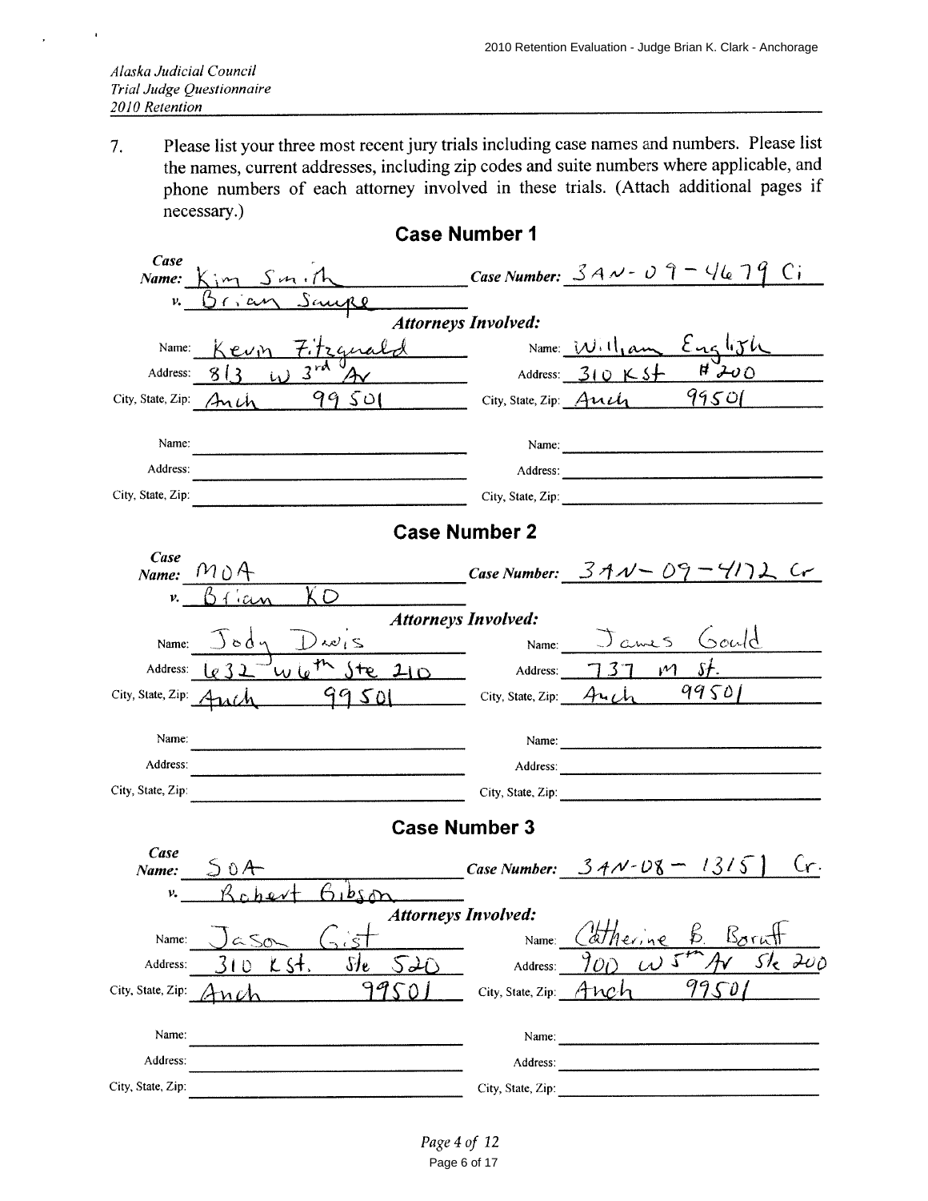*Alaska Judicial Council*
*Trial Judge Questionnaire*
*2010 Retention*

7. Please list your three most recent jury trials including case names and numbers. Please list the names, current addresses, including zip codes and suite numbers where applicable, and phone numbers of each attorney involved in these trials. (Attach additional pages if necessary.)

## Case Number 1

**Case Name:** Kim Smith **v.** Brian Saupe

**Case Number:** 3AN-09-4679 Ci

**Attorneys Involved:**

| | | | |
|---|---|---|---|
| Name: | Kevin Fitzgerald | Name: | William English |
| Address: | 813 W 3rd Av | Address: | 310 K St #200 |
| City, State, Zip: | Anch 99501 | City, State, Zip: | Anch 99501 |
| Name: | | Name: | |
| Address: | | Address: | |
| City, State, Zip: | | City, State, Zip: | |

## Case Number 2

**Case Name:** MOA **v.** Brian KO

**Case Number:** 3AN-09-4172 Cr

**Attorneys Involved:**

| | | | |
|---|---|---|---|
| Name: | Jody Davis | Name: | James Gould |
| Address: | 632 W 6th Ste 210 | Address: | 737 M St. |
| City, State, Zip: | Anch 99501 | City, State, Zip: | Anch 99501 |
| Name: | | Name: | |
| Address: | | Address: | |
| City, State, Zip: | | City, State, Zip: | |

## Case Number 3

**Case Name:** SOA **v.** Robert Gibson

**Case Number:** 3AN-08-13151 Cr.

**Attorneys Involved:**

| | | | |
|---|---|---|---|
| Name: | Jason Gist | Name: | Catherine B. Boruff |
| Address: | 310 K St. Ste 520 | Address: | 900 W 5th Av Ste 200 |
| City, State, Zip: | Anch 99501 | City, State, Zip: | Anch 99501 |
| Name: | | Name: | |
| Address: | | Address: | |
| City, State, Zip: | | City, State, Zip: | |

*Page 4 of 12*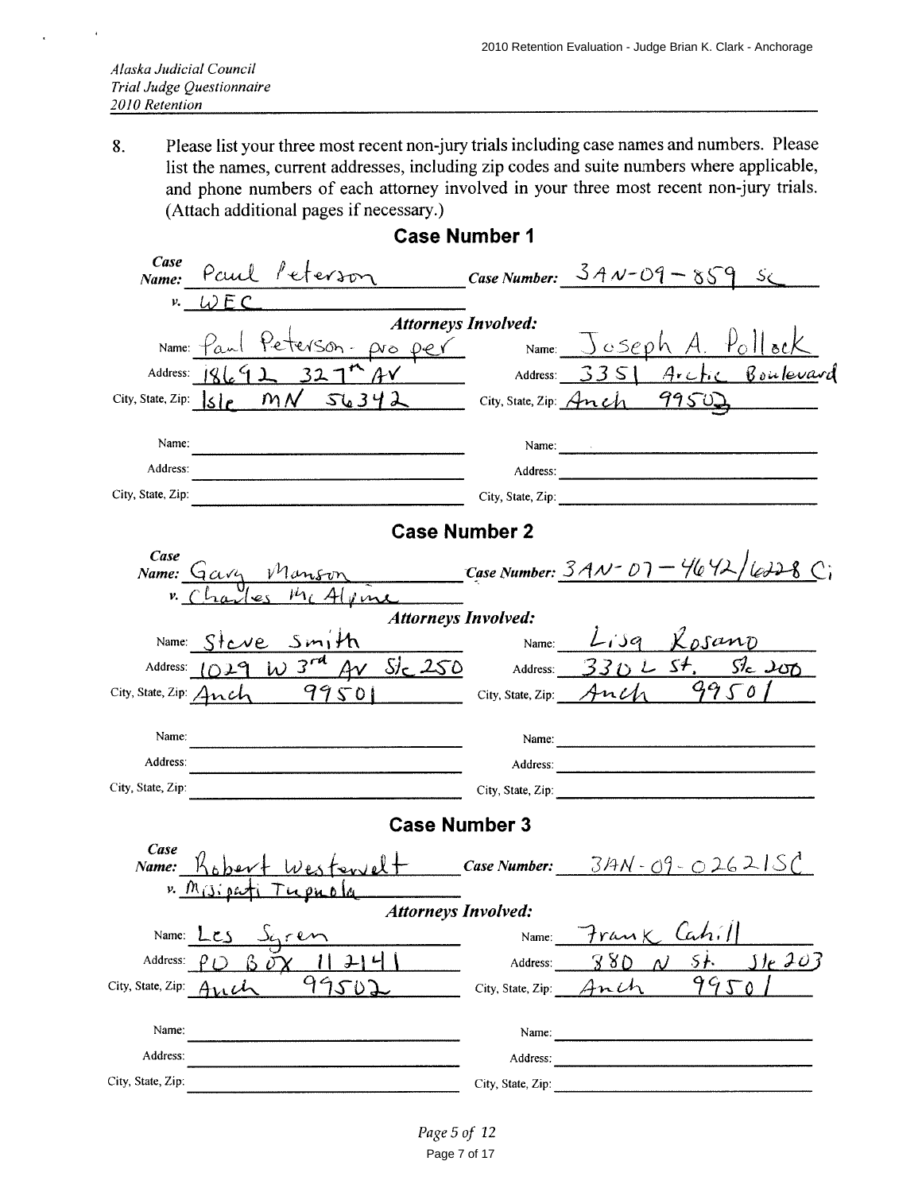*Alaska Judicial Council*
*Trial Judge Questionnaire*
*2010 Retention*

8. Please list your three most recent non-jury trials including case names and numbers. Please list the names, current addresses, including zip codes and suite numbers where applicable, and phone numbers of each attorney involved in your three most recent non-jury trials. (Attach additional pages if necessary.)

## Case Number 1

***Case Name:*** Paul Peterson ***v.*** WEC

***Case Number:*** 3AN-09-859 SC

***Attorneys Involved:***

| | |
|---|---|
| Name: Paul Peterson - pro per | Name: Joseph A. Pollock |
| Address: 18692 327th AV | Address: 3351 Arctic Boulevard |
| City, State, Zip: Isle MN 56342 | City, State, Zip: Anch 99503 |
| Name: | Name: |
| Address: | Address: |
| City, State, Zip: | City, State, Zip: |

## Case Number 2

***Case Name:*** Gary Manson ***v.*** Charles McAlpine

***Case Number:*** 3AN-07-4642/6228 Ci

***Attorneys Involved:***

| | |
|---|---|
| Name: Steve Smith | Name: Lisa Kosano |
| Address: 1029 W 3rd AV Ste 250 | Address: 330 L St. Ste 200 |
| City, State, Zip: Anch 99501 | City, State, Zip: Anch 99501 |
| Name: | Name: |
| Address: | Address: |
| City, State, Zip: | City, State, Zip: |

## Case Number 3

***Case Name:*** Robert Westervelt ***v.*** Misipati Tupuola

***Case Number:*** 3AN-09-02621SC

***Attorneys Involved:***

| | |
|---|---|
| Name: Les Syren | Name: Frank Cahill |
| Address: PO BOX 112141 | Address: 880 N St. Ste 203 |
| City, State, Zip: Anch 99502 | City, State, Zip: Anch 99501 |
| Name: | Name: |
| Address: | Address: |
| City, State, Zip: | City, State, Zip: |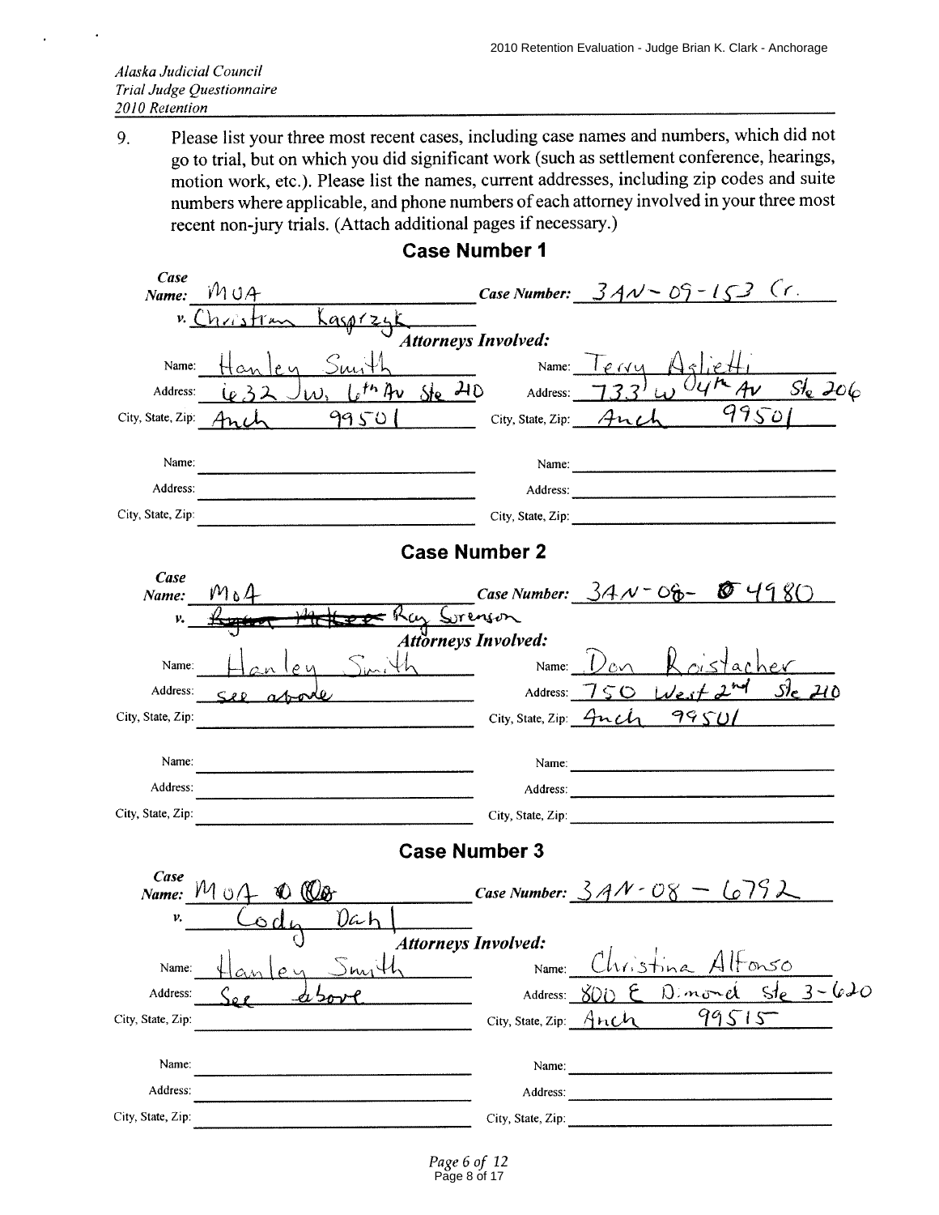*Alaska Judicial Council*
*Trial Judge Questionnaire*
*2010 Retention*

9. Please list your three most recent cases, including case names and numbers, which did not go to trial, but on which you did significant work (such as settlement conference, hearings, motion work, etc.). Please list the names, current addresses, including zip codes and suite numbers where applicable, and phone numbers of each attorney involved in your three most recent non-jury trials. (Attach additional pages if necessary.)

## Case Number 1

**Case Name:** MOA v. Christian Kasprzyk
**Case Number:** 3AN-09-153 Cr.

**Attorneys Involved:**

| | | | |
|---|---|---|---|
| Name: | Hanley Smith | Name: | Terry Aglietti |
| Address: | 632 W. 6th Av Ste 210 | Address: | 733 W 04th Av Ste 206 |
| City, State, Zip: | Anch 99501 | City, State, Zip: | Anch 99501 |
| Name: | | Name: | |
| Address: | | Address: | |
| City, State, Zip: | | City, State, Zip: | |

## Case Number 2

**Case Name:** MoA v. ~~Ryan Hatter~~ Ray Sorenson
**Case Number:** 3AN-08-04980

**Attorneys Involved:**

| | | | |
|---|---|---|---|
| Name: | Hanley Smith | Name: | Don Roistacher |
| Address: | see above | Address: | 750 West 2nd Ste 210 |
| City, State, Zip: | | City, State, Zip: | Anch 99501 |
| Name: | | Name: | |
| Address: | | Address: | |
| City, State, Zip: | | City, State, Zip: | |

## Case Number 3

**Case Name:** MOA v. Cody Dahl
**Case Number:** 3AN-08-6792

**Attorneys Involved:**

| | | | |
|---|---|---|---|
| Name: | Hanley Smith | Name: | Christina Alfonso |
| Address: | See above | Address: | 800 E Dimond Ste 3-620 |
| City, State, Zip: | | City, State, Zip: | Anch 99515 |
| Name: | | Name: | |
| Address: | | Address: | |
| City, State, Zip: | | City, State, Zip: | |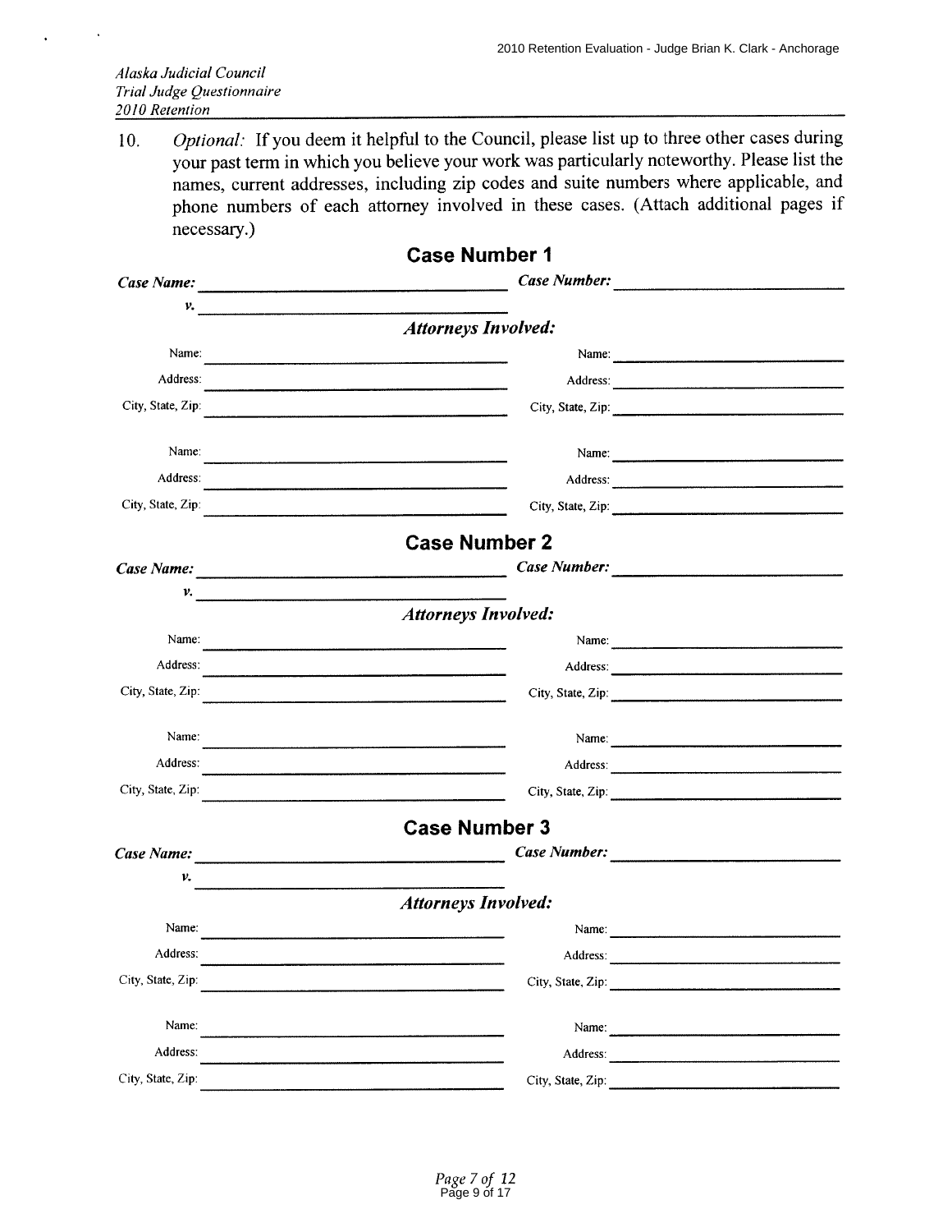*Alaska Judicial Council*
*Trial Judge Questionnaire*
*2010 Retention*

10. *Optional:* If you deem it helpful to the Council, please list up to three other cases during your past term in which you believe your work was particularly noteworthy. Please list the names, current addresses, including zip codes and suite numbers where applicable, and phone numbers of each attorney involved in these cases. (Attach additional pages if necessary.)

## Case Number 1

***Case Name:*** ______________________ ***Case Number:*** ______________________

***v.*** ______________________

***Attorneys Involved:***

Name: ______________________ Name: ______________________
Address: ______________________ Address: ______________________
City, State, Zip: ______________________ City, State, Zip: ______________________

Name: ______________________ Name: ______________________
Address: ______________________ Address: ______________________
City, State, Zip: ______________________ City, State, Zip: ______________________

## Case Number 2

***Case Name:*** ______________________ ***Case Number:*** ______________________

***v.*** ______________________

***Attorneys Involved:***

Name: ______________________ Name: ______________________
Address: ______________________ Address: ______________________
City, State, Zip: ______________________ City, State, Zip: ______________________

Name: ______________________ Name: ______________________
Address: ______________________ Address: ______________________
City, State, Zip: ______________________ City, State, Zip: ______________________

## Case Number 3

***Case Name:*** ______________________ ***Case Number:*** ______________________

***v.*** ______________________

***Attorneys Involved:***

Name: ______________________ Name: ______________________
Address: ______________________ Address: ______________________
City, State, Zip: ______________________ City, State, Zip: ______________________

Name: ______________________ Name: ______________________
Address: ______________________ Address: ______________________
City, State, Zip: ______________________ City, State, Zip: ______________________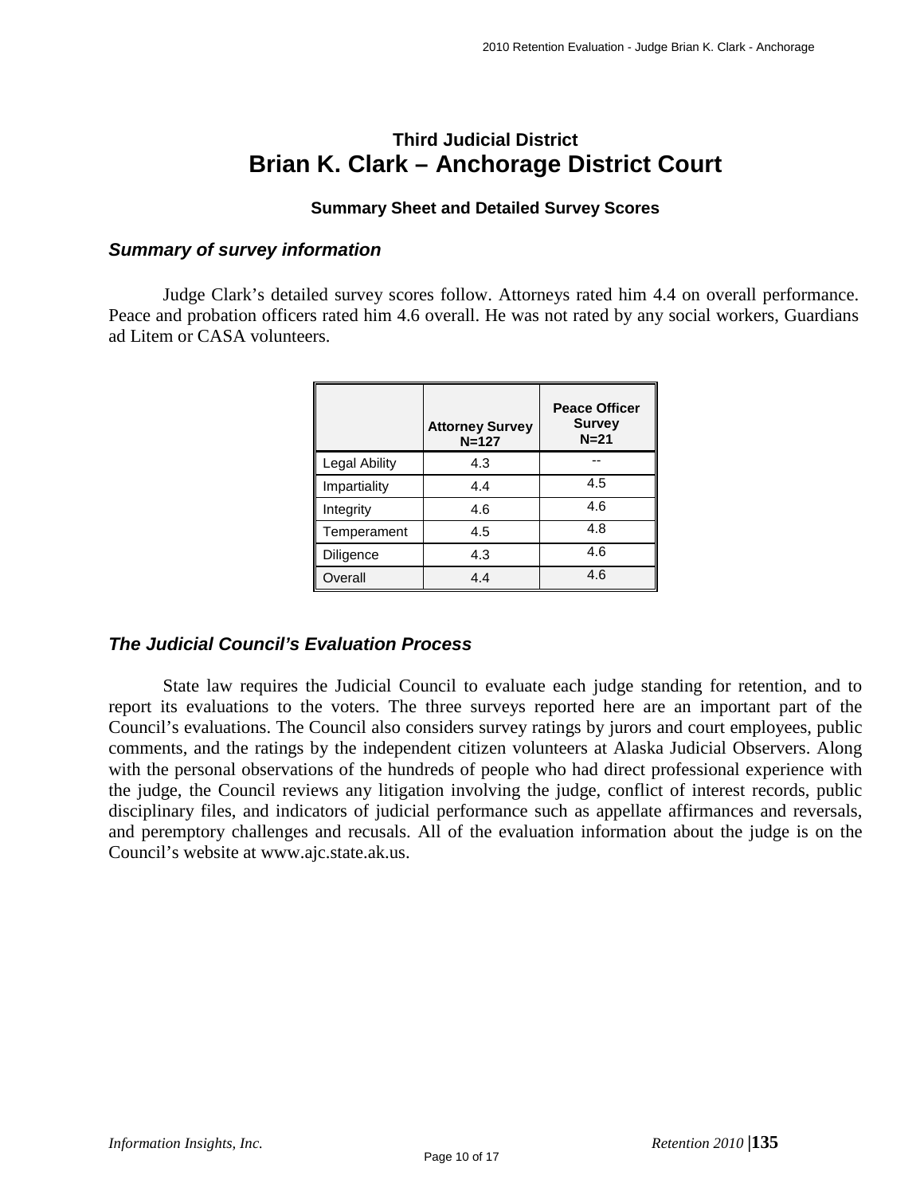## Third Judicial District
# Brian K. Clark – Anchorage District Court

### Summary Sheet and Detailed Survey Scores

### *Summary of survey information*

Judge Clark's detailed survey scores follow. Attorneys rated him 4.4 on overall performance. Peace and probation officers rated him 4.6 overall. He was not rated by any social workers, Guardians ad Litem or CASA volunteers.

| | Attorney Survey N=127 | Peace Officer Survey N=21 |
|---|---|---|
| Legal Ability | 4.3 | -- |
| Impartiality | 4.4 | 4.5 |
| Integrity | 4.6 | 4.6 |
| Temperament | 4.5 | 4.8 |
| Diligence | 4.3 | 4.6 |
| Overall | 4.4 | 4.6 |

### *The Judicial Council's Evaluation Process*

State law requires the Judicial Council to evaluate each judge standing for retention, and to report its evaluations to the voters. The three surveys reported here are an important part of the Council's evaluations. The Council also considers survey ratings by jurors and court employees, public comments, and the ratings by the independent citizen volunteers at Alaska Judicial Observers. Along with the personal observations of the hundreds of people who had direct professional experience with the judge, the Council reviews any litigation involving the judge, conflict of interest records, public disciplinary files, and indicators of judicial performance such as appellate affirmances and reversals, and peremptory challenges and recusals. All of the evaluation information about the judge is on the Council's website at www.ajc.state.ak.us.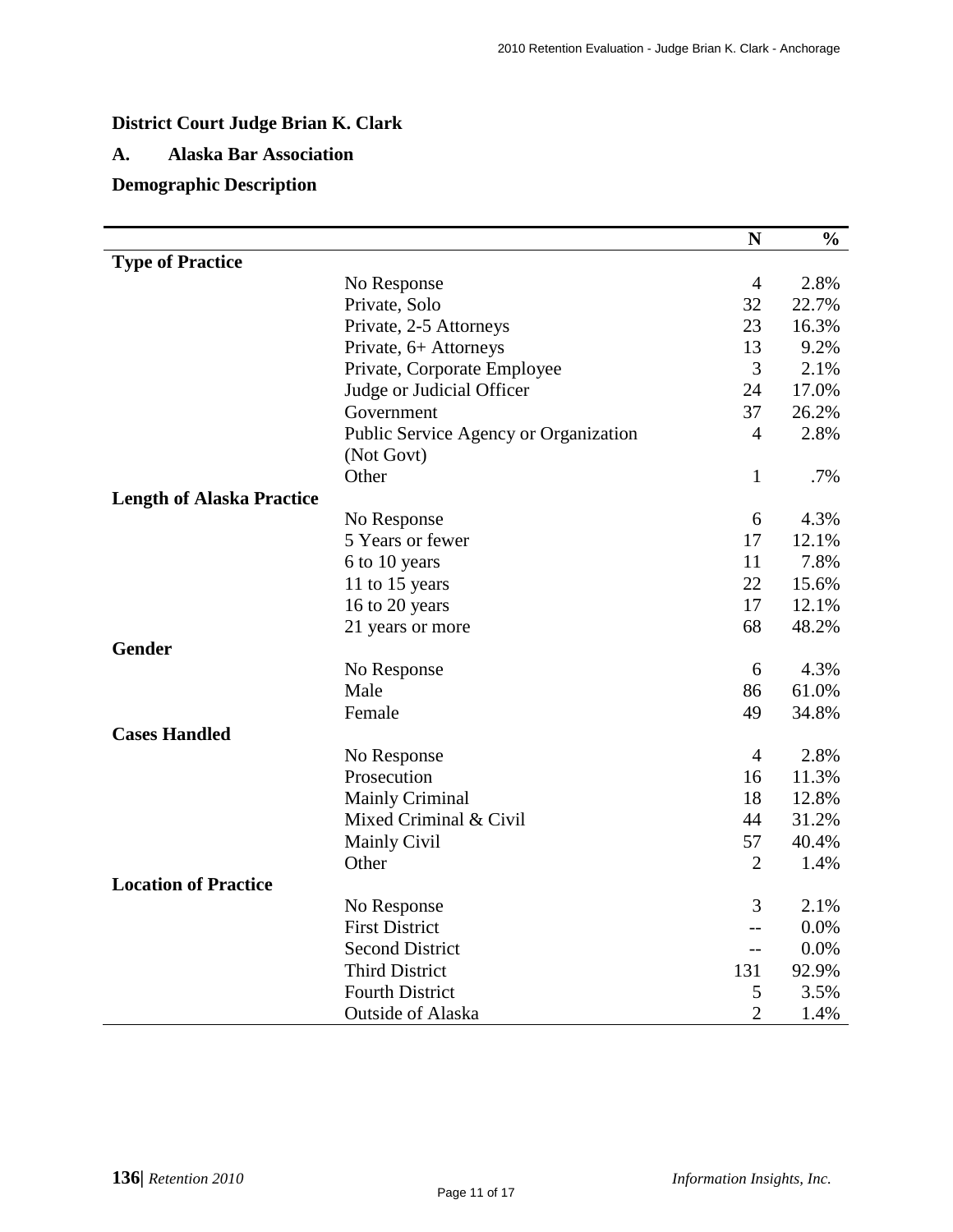**District Court Judge Brian K. Clark**

**A. Alaska Bar Association**

**Demographic Description**

| | | N | % |
|---|---|---|---|
| **Type of Practice** | | | |
| | No Response | 4 | 2.8% |
| | Private, Solo | 32 | 22.7% |
| | Private, 2-5 Attorneys | 23 | 16.3% |
| | Private, 6+ Attorneys | 13 | 9.2% |
| | Private, Corporate Employee | 3 | 2.1% |
| | Judge or Judicial Officer | 24 | 17.0% |
| | Government | 37 | 26.2% |
| | Public Service Agency or Organization (Not Govt) | 4 | 2.8% |
| | Other | 1 | .7% |
| **Length of Alaska Practice** | | | |
| | No Response | 6 | 4.3% |
| | 5 Years or fewer | 17 | 12.1% |
| | 6 to 10 years | 11 | 7.8% |
| | 11 to 15 years | 22 | 15.6% |
| | 16 to 20 years | 17 | 12.1% |
| | 21 years or more | 68 | 48.2% |
| **Gender** | | | |
| | No Response | 6 | 4.3% |
| | Male | 86 | 61.0% |
| | Female | 49 | 34.8% |
| **Cases Handled** | | | |
| | No Response | 4 | 2.8% |
| | Prosecution | 16 | 11.3% |
| | Mainly Criminal | 18 | 12.8% |
| | Mixed Criminal & Civil | 44 | 31.2% |
| | Mainly Civil | 57 | 40.4% |
| | Other | 2 | 1.4% |
| **Location of Practice** | | | |
| | No Response | 3 | 2.1% |
| | First District | -- | 0.0% |
| | Second District | -- | 0.0% |
| | Third District | 131 | 92.9% |
| | Fourth District | 5 | 3.5% |
| | Outside of Alaska | 2 | 1.4% |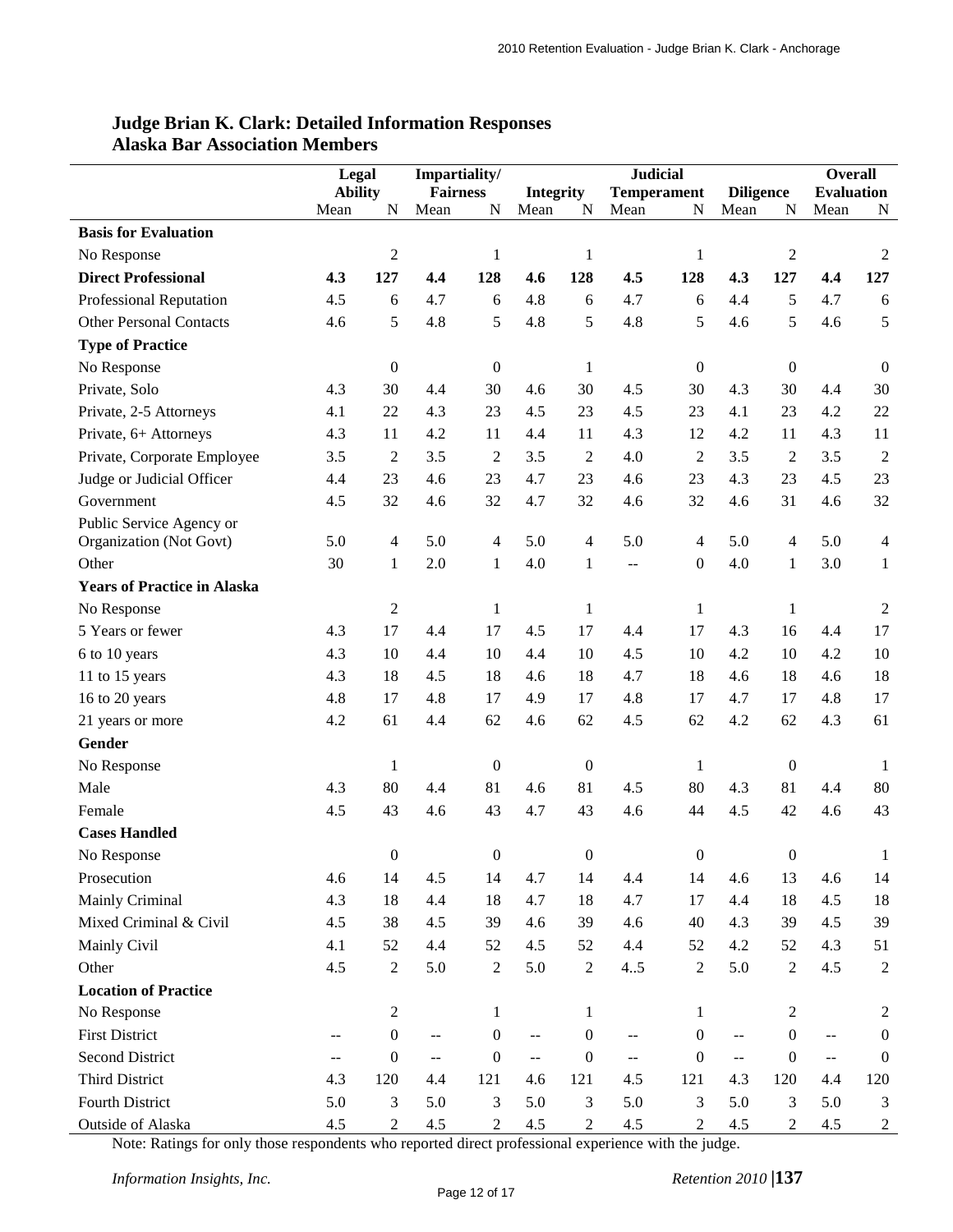## Judge Brian K. Clark: Detailed Information Responses
## Alaska Bar Association Members

| | Legal Ability | | Impartiality/ Fairness | | Integrity | | Judicial Temperament | | Diligence | | Overall Evaluation | |
|---|---|---|---|---|---|---|---|---|---|---|---|---|
| | Mean | N | Mean | N | Mean | N | Mean | N | Mean | N | Mean | N |
| **Basis for Evaluation** | | | | | | | | | | | | |
| No Response | | 2 | | 1 | | 1 | | 1 | | 2 | | 2 |
| **Direct Professional** | **4.3** | **127** | **4.4** | **128** | **4.6** | **128** | **4.5** | **128** | **4.3** | **127** | **4.4** | **127** |
| Professional Reputation | 4.5 | 6 | 4.7 | 6 | 4.8 | 6 | 4.7 | 6 | 4.4 | 5 | 4.7 | 6 |
| Other Personal Contacts | 4.6 | 5 | 4.8 | 5 | 4.8 | 5 | 4.8 | 5 | 4.6 | 5 | 4.6 | 5 |
| **Type of Practice** | | | | | | | | | | | | |
| No Response | | 0 | | 0 | | 1 | | 0 | | 0 | | 0 |
| Private, Solo | 4.3 | 30 | 4.4 | 30 | 4.6 | 30 | 4.5 | 30 | 4.3 | 30 | 4.4 | 30 |
| Private, 2-5 Attorneys | 4.1 | 22 | 4.3 | 23 | 4.5 | 23 | 4.5 | 23 | 4.1 | 23 | 4.2 | 22 |
| Private, 6+ Attorneys | 4.3 | 11 | 4.2 | 11 | 4.4 | 11 | 4.3 | 12 | 4.2 | 11 | 4.3 | 11 |
| Private, Corporate Employee | 3.5 | 2 | 3.5 | 2 | 3.5 | 2 | 4.0 | 2 | 3.5 | 2 | 3.5 | 2 |
| Judge or Judicial Officer | 4.4 | 23 | 4.6 | 23 | 4.7 | 23 | 4.6 | 23 | 4.3 | 23 | 4.5 | 23 |
| Government | 4.5 | 32 | 4.6 | 32 | 4.7 | 32 | 4.6 | 32 | 4.6 | 31 | 4.6 | 32 |
| Public Service Agency or Organization (Not Govt) | 5.0 | 4 | 5.0 | 4 | 5.0 | 4 | 5.0 | 4 | 5.0 | 4 | 5.0 | 4 |
| Other | 30 | 1 | 2.0 | 1 | 4.0 | 1 | -- | 0 | 4.0 | 1 | 3.0 | 1 |
| **Years of Practice in Alaska** | | | | | | | | | | | | |
| No Response | | 2 | | 1 | | 1 | | 1 | | 1 | | 2 |
| 5 Years or fewer | 4.3 | 17 | 4.4 | 17 | 4.5 | 17 | 4.4 | 17 | 4.3 | 16 | 4.4 | 17 |
| 6 to 10 years | 4.3 | 10 | 4.4 | 10 | 4.4 | 10 | 4.5 | 10 | 4.2 | 10 | 4.2 | 10 |
| 11 to 15 years | 4.3 | 18 | 4.5 | 18 | 4.6 | 18 | 4.7 | 18 | 4.6 | 18 | 4.6 | 18 |
| 16 to 20 years | 4.8 | 17 | 4.8 | 17 | 4.9 | 17 | 4.8 | 17 | 4.7 | 17 | 4.8 | 17 |
| 21 years or more | 4.2 | 61 | 4.4 | 62 | 4.6 | 62 | 4.5 | 62 | 4.2 | 62 | 4.3 | 61 |
| **Gender** | | | | | | | | | | | | |
| No Response | | 1 | | 0 | | 0 | | 1 | | 0 | | 1 |
| Male | 4.3 | 80 | 4.4 | 81 | 4.6 | 81 | 4.5 | 80 | 4.3 | 81 | 4.4 | 80 |
| Female | 4.5 | 43 | 4.6 | 43 | 4.7 | 43 | 4.6 | 44 | 4.5 | 42 | 4.6 | 43 |
| **Cases Handled** | | | | | | | | | | | | |
| No Response | | 0 | | 0 | | 0 | | 0 | | 0 | | 1 |
| Prosecution | 4.6 | 14 | 4.5 | 14 | 4.7 | 14 | 4.4 | 14 | 4.6 | 13 | 4.6 | 14 |
| Mainly Criminal | 4.3 | 18 | 4.4 | 18 | 4.7 | 18 | 4.7 | 17 | 4.4 | 18 | 4.5 | 18 |
| Mixed Criminal & Civil | 4.5 | 38 | 4.5 | 39 | 4.6 | 39 | 4.6 | 40 | 4.3 | 39 | 4.5 | 39 |
| Mainly Civil | 4.1 | 52 | 4.4 | 52 | 4.5 | 52 | 4.4 | 52 | 4.2 | 52 | 4.3 | 51 |
| Other | 4.5 | 2 | 5.0 | 2 | 5.0 | 2 | 4..5 | 2 | 5.0 | 2 | 4.5 | 2 |
| **Location of Practice** | | | | | | | | | | | | |
| No Response | | 2 | | 1 | | 1 | | 1 | | 2 | | 2 |
| First District | -- | 0 | -- | 0 | -- | 0 | -- | 0 | -- | 0 | -- | 0 |
| Second District | -- | 0 | -- | 0 | -- | 0 | -- | 0 | -- | 0 | -- | 0 |
| Third District | 4.3 | 120 | 4.4 | 121 | 4.6 | 121 | 4.5 | 121 | 4.3 | 120 | 4.4 | 120 |
| Fourth District | 5.0 | 3 | 5.0 | 3 | 5.0 | 3 | 5.0 | 3 | 5.0 | 3 | 5.0 | 3 |
| Outside of Alaska | 4.5 | 2 | 4.5 | 2 | 4.5 | 2 | 4.5 | 2 | 4.5 | 2 | 4.5 | 2 |

Note: Ratings for only those respondents who reported direct professional experience with the judge.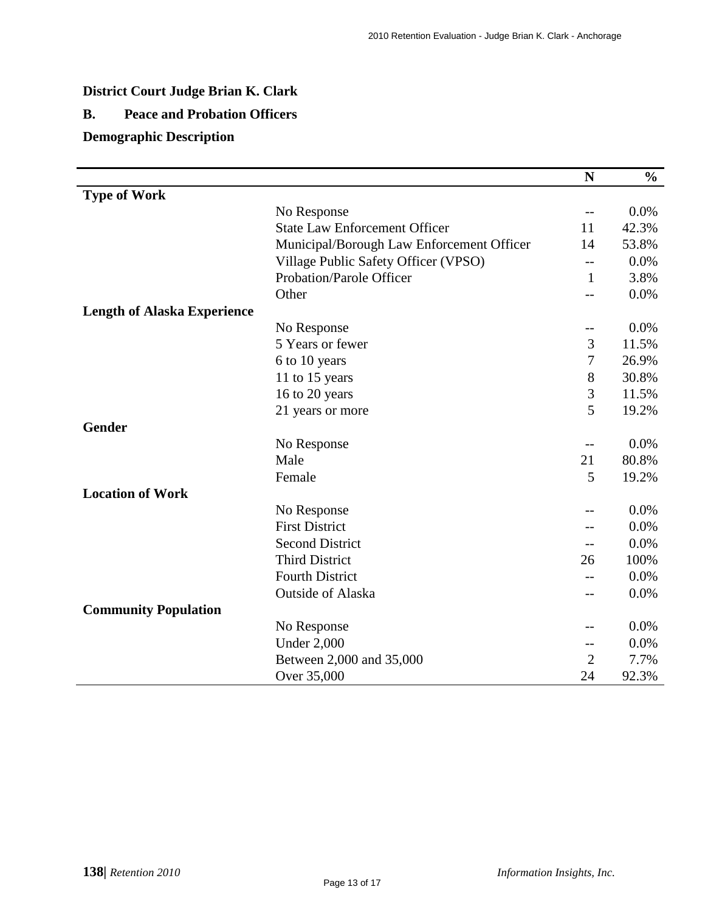**District Court Judge Brian K. Clark**

**B. Peace and Probation Officers**

**Demographic Description**

| | | N | % |
|---|---|---|---|
| **Type of Work** | | | |
| | No Response | -- | 0.0% |
| | State Law Enforcement Officer | 11 | 42.3% |
| | Municipal/Borough Law Enforcement Officer | 14 | 53.8% |
| | Village Public Safety Officer (VPSO) | -- | 0.0% |
| | Probation/Parole Officer | 1 | 3.8% |
| | Other | -- | 0.0% |
| **Length of Alaska Experience** | | | |
| | No Response | -- | 0.0% |
| | 5 Years or fewer | 3 | 11.5% |
| | 6 to 10 years | 7 | 26.9% |
| | 11 to 15 years | 8 | 30.8% |
| | 16 to 20 years | 3 | 11.5% |
| | 21 years or more | 5 | 19.2% |
| **Gender** | | | |
| | No Response | -- | 0.0% |
| | Male | 21 | 80.8% |
| | Female | 5 | 19.2% |
| **Location of Work** | | | |
| | No Response | -- | 0.0% |
| | First District | -- | 0.0% |
| | Second District | -- | 0.0% |
| | Third District | 26 | 100% |
| | Fourth District | -- | 0.0% |
| | Outside of Alaska | -- | 0.0% |
| **Community Population** | | | |
| | No Response | -- | 0.0% |
| | Under 2,000 | -- | 0.0% |
| | Between 2,000 and 35,000 | 2 | 7.7% |
| | Over 35,000 | 24 | 92.3% |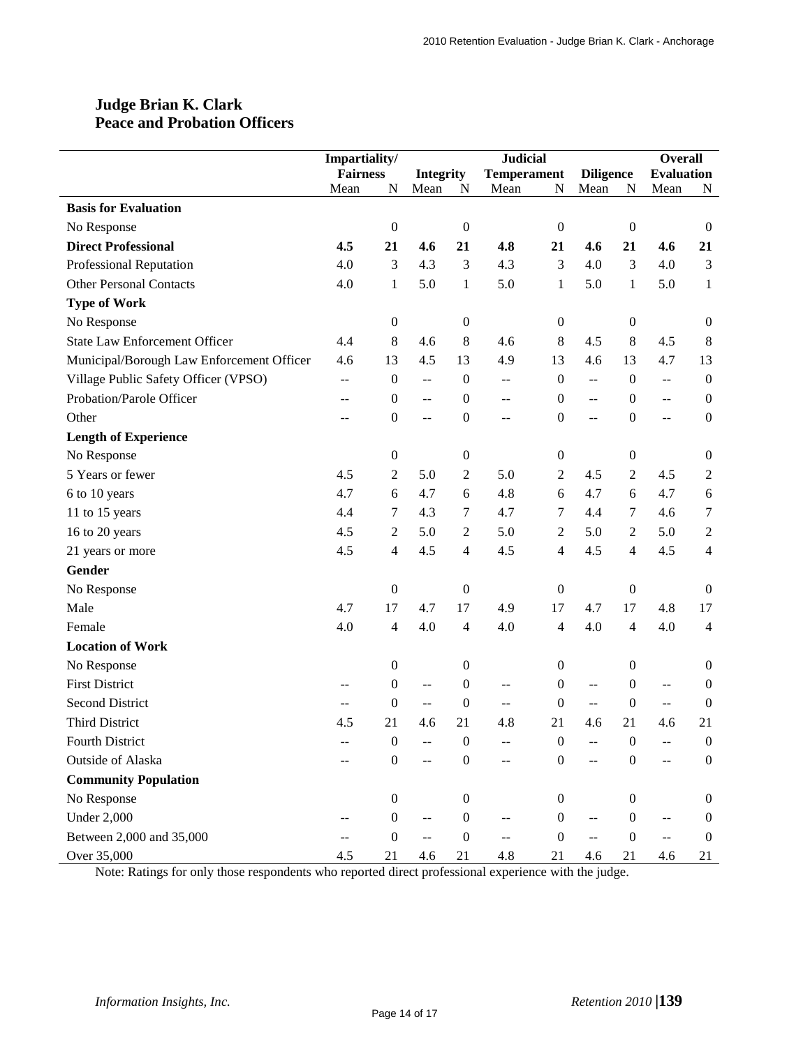## Judge Brian K. Clark
## Peace and Probation Officers

| | Impartiality/ Fairness | | Integrity | | Judicial Temperament | | Diligence | | Overall Evaluation | |
|---|---|---|---|---|---|---|---|---|---|---|
| | Mean | N | Mean | N | Mean | N | Mean | N | Mean | N |
| **Basis for Evaluation** | | | | | | | | | | |
| No Response | | 0 | | 0 | | 0 | | 0 | | 0 |
| **Direct Professional** | **4.5** | **21** | **4.6** | **21** | **4.8** | **21** | **4.6** | **21** | **4.6** | **21** |
| Professional Reputation | 4.0 | 3 | 4.3 | 3 | 4.3 | 3 | 4.0 | 3 | 4.0 | 3 |
| Other Personal Contacts | 4.0 | 1 | 5.0 | 1 | 5.0 | 1 | 5.0 | 1 | 5.0 | 1 |
| **Type of Work** | | | | | | | | | | |
| No Response | | 0 | | 0 | | 0 | | 0 | | 0 |
| State Law Enforcement Officer | 4.4 | 8 | 4.6 | 8 | 4.6 | 8 | 4.5 | 8 | 4.5 | 8 |
| Municipal/Borough Law Enforcement Officer | 4.6 | 13 | 4.5 | 13 | 4.9 | 13 | 4.6 | 13 | 4.7 | 13 |
| Village Public Safety Officer (VPSO) | -- | 0 | -- | 0 | -- | 0 | -- | 0 | -- | 0 |
| Probation/Parole Officer | -- | 0 | -- | 0 | -- | 0 | -- | 0 | -- | 0 |
| Other | -- | 0 | -- | 0 | -- | 0 | -- | 0 | -- | 0 |
| **Length of Experience** | | | | | | | | | | |
| No Response | | 0 | | 0 | | 0 | | 0 | | 0 |
| 5 Years or fewer | 4.5 | 2 | 5.0 | 2 | 5.0 | 2 | 4.5 | 2 | 4.5 | 2 |
| 6 to 10 years | 4.7 | 6 | 4.7 | 6 | 4.8 | 6 | 4.7 | 6 | 4.7 | 6 |
| 11 to 15 years | 4.4 | 7 | 4.3 | 7 | 4.7 | 7 | 4.4 | 7 | 4.6 | 7 |
| 16 to 20 years | 4.5 | 2 | 5.0 | 2 | 5.0 | 2 | 5.0 | 2 | 5.0 | 2 |
| 21 years or more | 4.5 | 4 | 4.5 | 4 | 4.5 | 4 | 4.5 | 4 | 4.5 | 4 |
| **Gender** | | | | | | | | | | |
| No Response | | 0 | | 0 | | 0 | | 0 | | 0 |
| Male | 4.7 | 17 | 4.7 | 17 | 4.9 | 17 | 4.7 | 17 | 4.8 | 17 |
| Female | 4.0 | 4 | 4.0 | 4 | 4.0 | 4 | 4.0 | 4 | 4.0 | 4 |
| **Location of Work** | | | | | | | | | | |
| No Response | | 0 | | 0 | | 0 | | 0 | | 0 |
| First District | -- | 0 | -- | 0 | -- | 0 | -- | 0 | -- | 0 |
| Second District | -- | 0 | -- | 0 | -- | 0 | -- | 0 | -- | 0 |
| Third District | 4.5 | 21 | 4.6 | 21 | 4.8 | 21 | 4.6 | 21 | 4.6 | 21 |
| Fourth District | -- | 0 | -- | 0 | -- | 0 | -- | 0 | -- | 0 |
| Outside of Alaska | -- | 0 | -- | 0 | -- | 0 | -- | 0 | -- | 0 |
| **Community Population** | | | | | | | | | | |
| No Response | | 0 | | 0 | | 0 | | 0 | | 0 |
| Under 2,000 | -- | 0 | -- | 0 | -- | 0 | -- | 0 | -- | 0 |
| Between 2,000 and 35,000 | -- | 0 | -- | 0 | -- | 0 | -- | 0 | -- | 0 |
| Over 35,000 | 4.5 | 21 | 4.6 | 21 | 4.8 | 21 | 4.6 | 21 | 4.6 | 21 |

Note: Ratings for only those respondents who reported direct professional experience with the judge.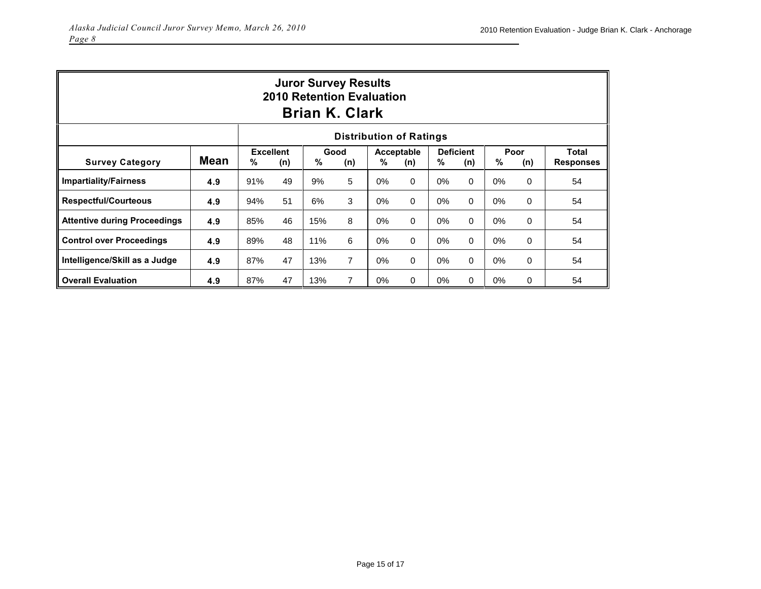# Juror Survey Results
## 2010 Retention Evaluation
## Brian K. Clark

| Survey Category | Mean | Distribution of Ratings | | | | | | | | | | |
|---|---|---|---|---|---|---|---|---|---|---|---|---|
| | | Excellent | | Good | | Acceptable | | Deficient | | Poor | | Total Responses |
| | | % | (n) | % | (n) | % | (n) | % | (n) | % | (n) | |
| **Impartiality/Fairness** | 4.9 | 91% | 49 | 9% | 5 | 0% | 0 | 0% | 0 | 0% | 0 | 54 |
| **Respectful/Courteous** | 4.9 | 94% | 51 | 6% | 3 | 0% | 0 | 0% | 0 | 0% | 0 | 54 |
| **Attentive during Proceedings** | 4.9 | 85% | 46 | 15% | 8 | 0% | 0 | 0% | 0 | 0% | 0 | 54 |
| **Control over Proceedings** | 4.9 | 89% | 48 | 11% | 6 | 0% | 0 | 0% | 0 | 0% | 0 | 54 |
| **Intelligence/Skill as a Judge** | 4.9 | 87% | 47 | 13% | 7 | 0% | 0 | 0% | 0 | 0% | 0 | 54 |
| **Overall Evaluation** | 4.9 | 87% | 47 | 13% | 7 | 0% | 0 | 0% | 0 | 0% | 0 | 54 |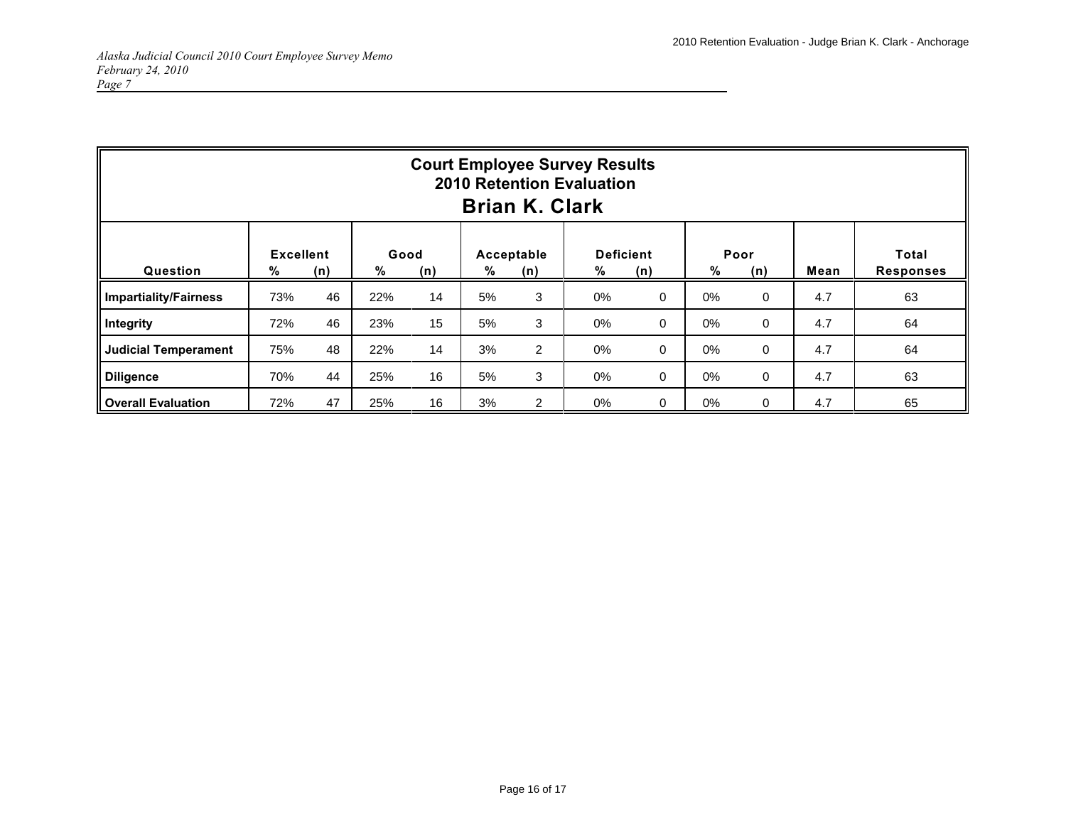*Alaska Judicial Council 2010 Court Employee Survey Memo*
*February 24, 2010*
*Page 7*

## Court Employee Survey Results
### 2010 Retention Evaluation
### Brian K. Clark

| Question | Excellent | | Good | | Acceptable | | Deficient | | Poor | | Mean | Total Responses |
|---|---|---|---|---|---|---|---|---|---|---|---|---|
| | % | (n) | % | (n) | % | (n) | % | (n) | % | (n) | | |
| **Impartiality/Fairness** | 73% | 46 | 22% | 14 | 5% | 3 | 0% | 0 | 0% | 0 | 4.7 | 63 |
| **Integrity** | 72% | 46 | 23% | 15 | 5% | 3 | 0% | 0 | 0% | 0 | 4.7 | 64 |
| **Judicial Temperament** | 75% | 48 | 22% | 14 | 3% | 2 | 0% | 0 | 0% | 0 | 4.7 | 64 |
| **Diligence** | 70% | 44 | 25% | 16 | 5% | 3 | 0% | 0 | 0% | 0 | 4.7 | 63 |
| **Overall Evaluation** | 72% | 47 | 25% | 16 | 3% | 2 | 0% | 0 | 0% | 0 | 4.7 | 65 |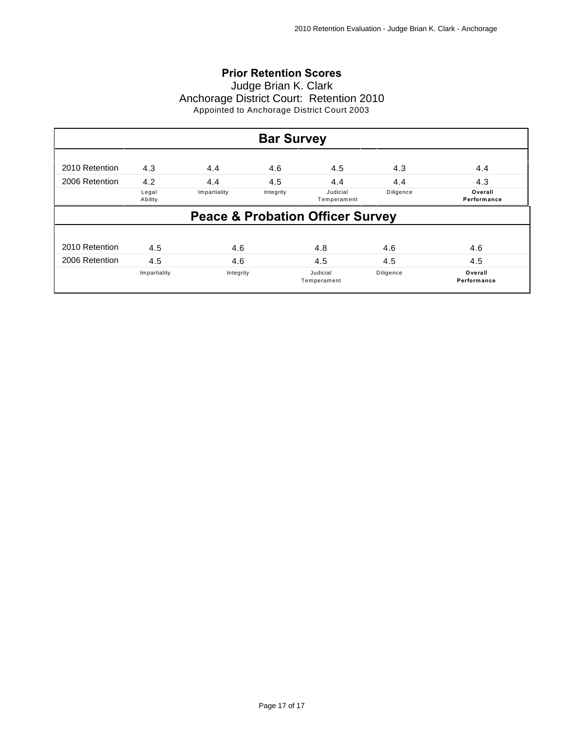**Prior Retention Scores**

Judge Brian K. Clark

Anchorage District Court: Retention 2010

Appointed to Anchorage District Court 2003

## Bar Survey

| | Legal Ability | Impartiality | Integrity | Judicial Temperament | Diligence | **Overall Performance** |
|---|---|---|---|---|---|---|
| 2010 Retention | 4.3 | 4.4 | 4.6 | 4.5 | 4.3 | 4.4 |
| 2006 Retention | 4.2 | 4.4 | 4.5 | 4.4 | 4.4 | 4.3 |

## Peace & Probation Officer Survey

| | Impartiality | Integrity | Judicial Temperament | Diligence | **Overall Performance** |
|---|---|---|---|---|---|
| 2010 Retention | 4.5 | 4.6 | 4.8 | 4.6 | 4.6 |
| 2006 Retention | 4.5 | 4.6 | 4.5 | 4.5 | 4.5 |